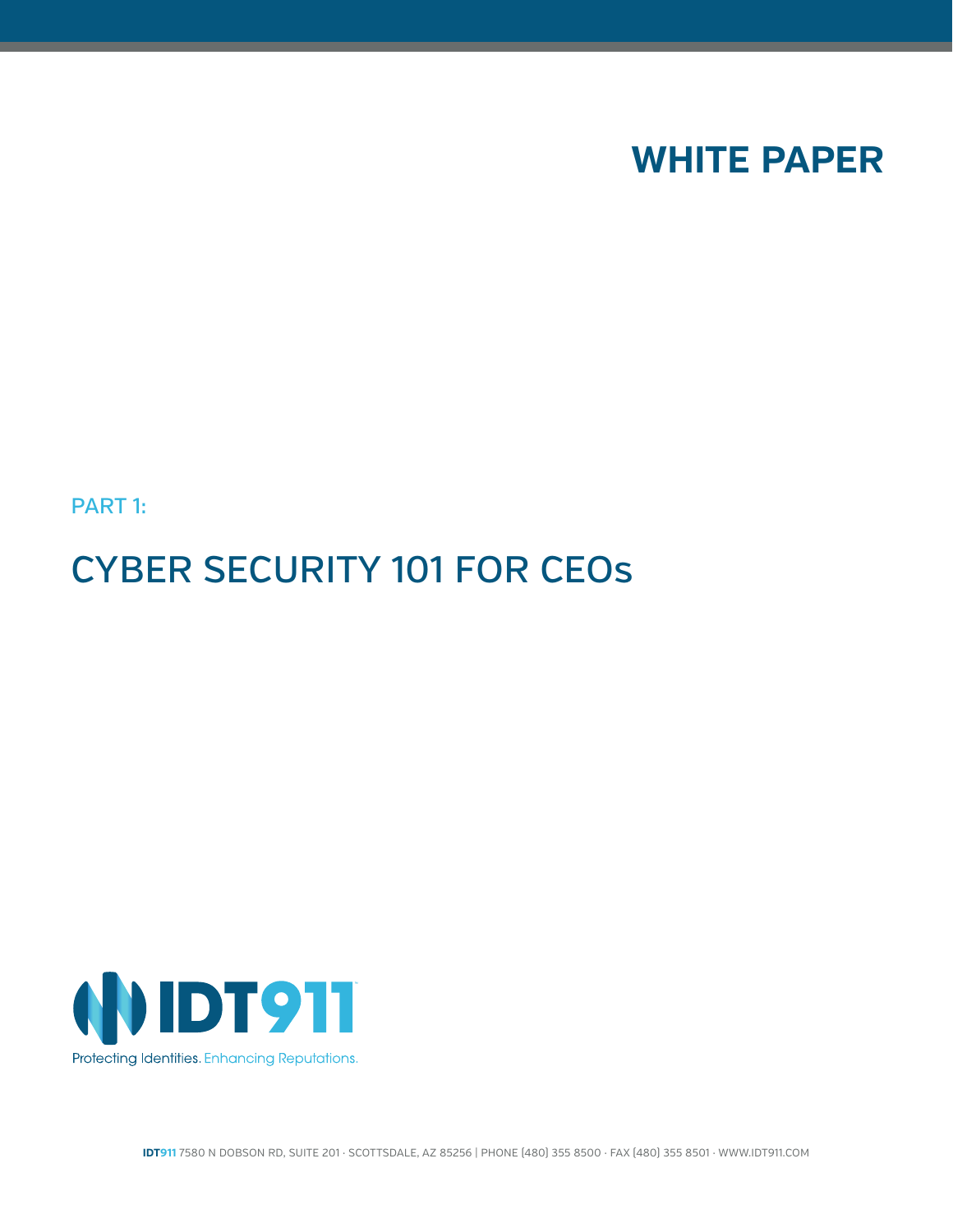# WHITE PAPER

PART 1:

## CYBER SECURITY 101 FOR CEOs

IDT911

Protecting Identities. Enhancing Reputations.

IDT911 7580 N DOBSON RD, SUITE 201 · SCOTTSDALE, AZ 85256 | PHONE (480) 355 8500 · FAX (480) 355 8501 · WWW.IDT911.COM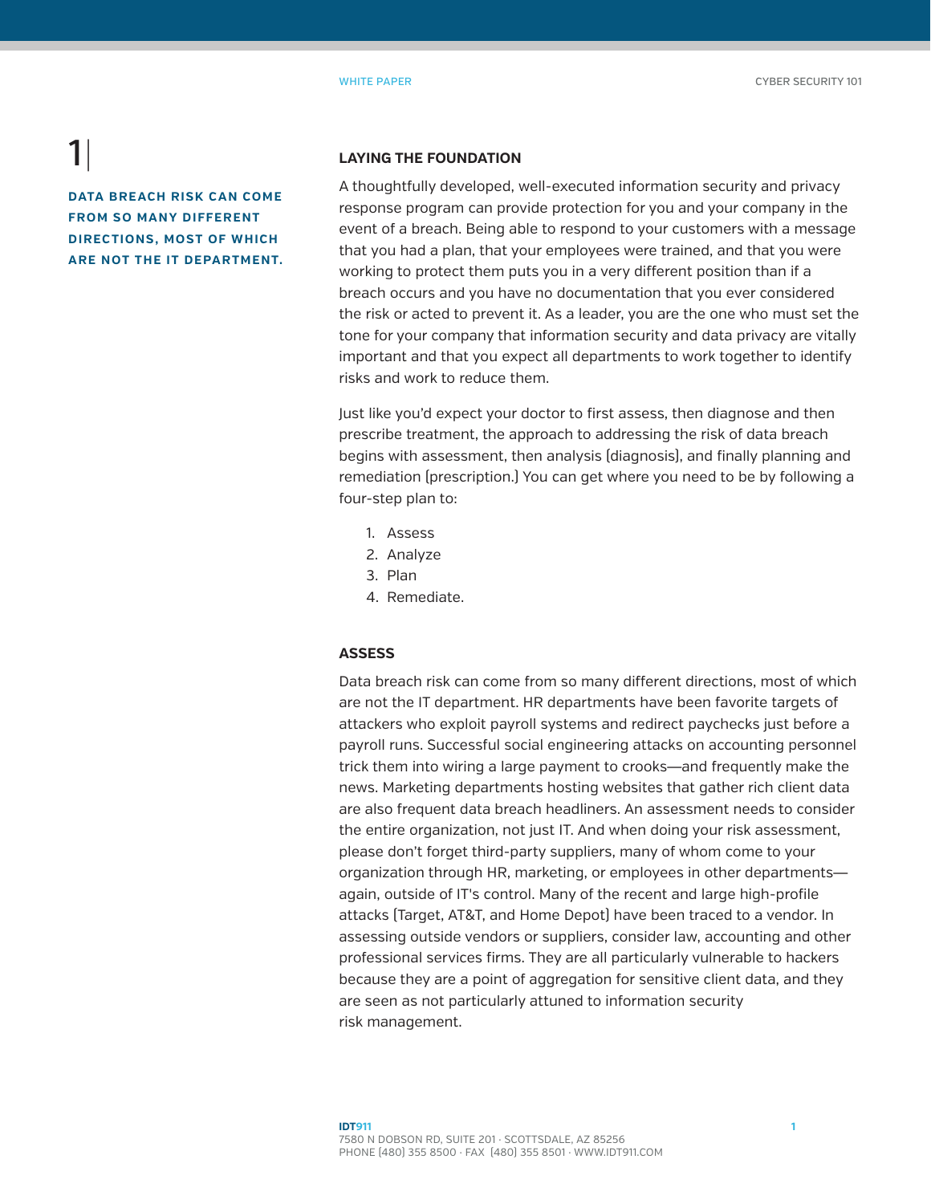1|

**DATA BREACH RISK CAN COME FROM SO MANY DIFFERENT DIRECTIONS, MOST OF WHICH ARE NOT THE IT DEPARTMENT.**

## LAYING THE FOUNDATION

A thoughtfully developed, well-executed information security and privacy response program can provide protection for you and your company in the event of a breach. Being able to respond to your customers with a message that you had a plan, that your employees were trained, and that you were working to protect them puts you in a very different position than if a breach occurs and you have no documentation that you ever considered the risk or acted to prevent it. As a leader, you are the one who must set the tone for your company that information security and data privacy are vitally important and that you expect all departments to work together to identify risks and work to reduce them.

Just like you'd expect your doctor to first assess, then diagnose and then prescribe treatment, the approach to addressing the risk of data breach begins with assessment, then analysis (diagnosis), and finally planning and remediation (prescription.) You can get where you need to be by following a four-step plan to:

1. Assess
2. Analyze
3. Plan
4. Remediate.

## ASSESS

Data breach risk can come from so many different directions, most of which are not the IT department. HR departments have been favorite targets of attackers who exploit payroll systems and redirect paychecks just before a payroll runs. Successful social engineering attacks on accounting personnel trick them into wiring a large payment to crooks—and frequently make the news. Marketing departments hosting websites that gather rich client data are also frequent data breach headliners. An assessment needs to consider the entire organization, not just IT. And when doing your risk assessment, please don't forget third-party suppliers, many of whom come to your organization through HR, marketing, or employees in other departments—again, outside of IT's control. Many of the recent and large high-profile attacks (Target, AT&T, and Home Depot) have been traced to a vendor. In assessing outside vendors or suppliers, consider law, accounting and other professional services firms. They are all particularly vulnerable to hackers because they are a point of aggregation for sensitive client data, and they are seen as not particularly attuned to information security risk management.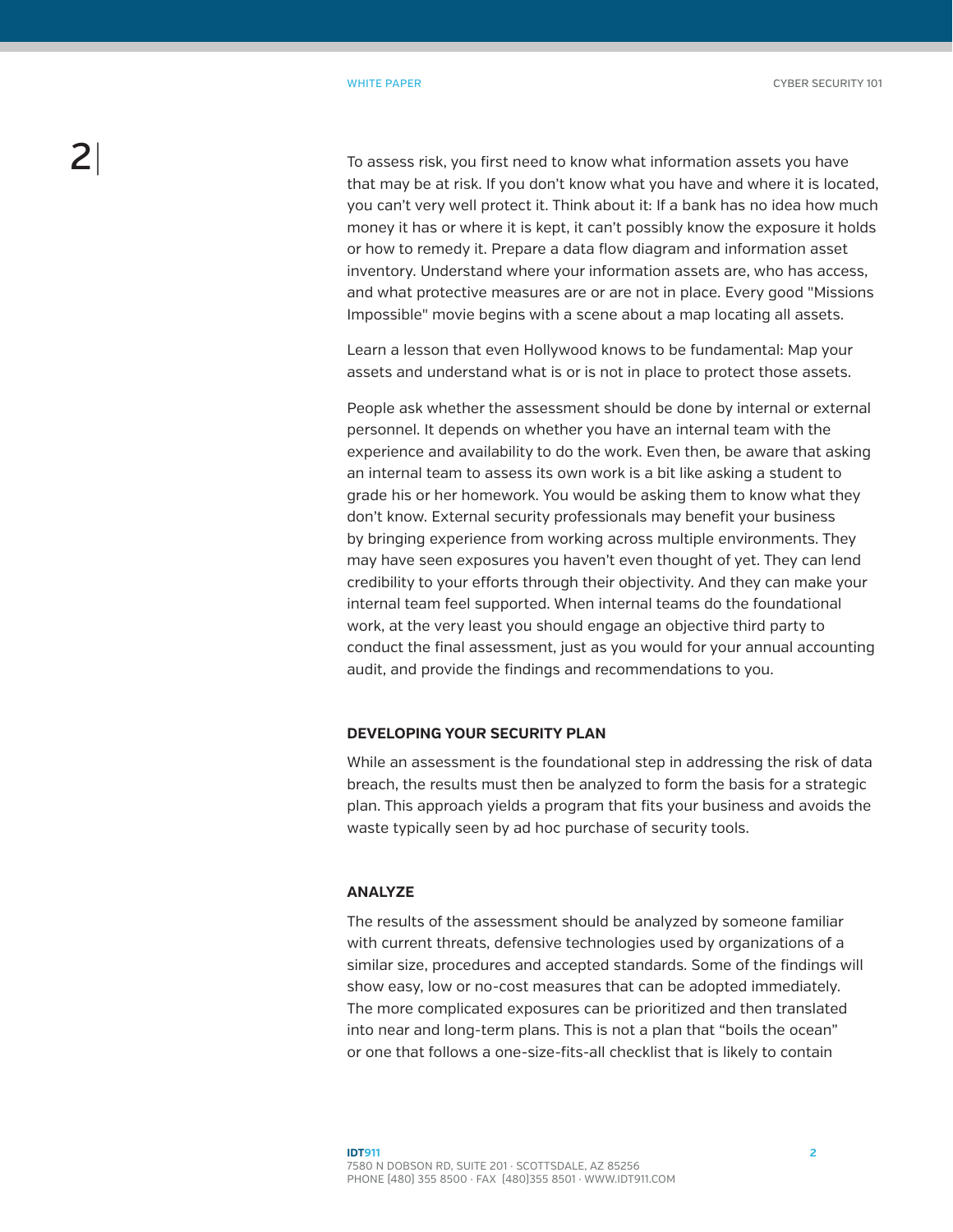To assess risk, you first need to know what information assets you have that may be at risk. If you don't know what you have and where it is located, you can't very well protect it. Think about it: If a bank has no idea how much money it has or where it is kept, it can't possibly know the exposure it holds or how to remedy it. Prepare a data flow diagram and information asset inventory. Understand where your information assets are, who has access, and what protective measures are or are not in place. Every good "Missions Impossible" movie begins with a scene about a map locating all assets.

Learn a lesson that even Hollywood knows to be fundamental: Map your assets and understand what is or is not in place to protect those assets.

People ask whether the assessment should be done by internal or external personnel. It depends on whether you have an internal team with the experience and availability to do the work. Even then, be aware that asking an internal team to assess its own work is a bit like asking a student to grade his or her homework. You would be asking them to know what they don't know. External security professionals may benefit your business by bringing experience from working across multiple environments. They may have seen exposures you haven't even thought of yet. They can lend credibility to your efforts through their objectivity. And they can make your internal team feel supported. When internal teams do the foundational work, at the very least you should engage an objective third party to conduct the final assessment, just as you would for your annual accounting audit, and provide the findings and recommendations to you.

## DEVELOPING YOUR SECURITY PLAN

While an assessment is the foundational step in addressing the risk of data breach, the results must then be analyzed to form the basis for a strategic plan. This approach yields a program that fits your business and avoids the waste typically seen by ad hoc purchase of security tools.

## ANALYZE

The results of the assessment should be analyzed by someone familiar with current threats, defensive technologies used by organizations of a similar size, procedures and accepted standards. Some of the findings will show easy, low or no-cost measures that can be adopted immediately. The more complicated exposures can be prioritized and then translated into near and long-term plans. This is not a plan that "boils the ocean" or one that follows a one-size-fits-all checklist that is likely to contain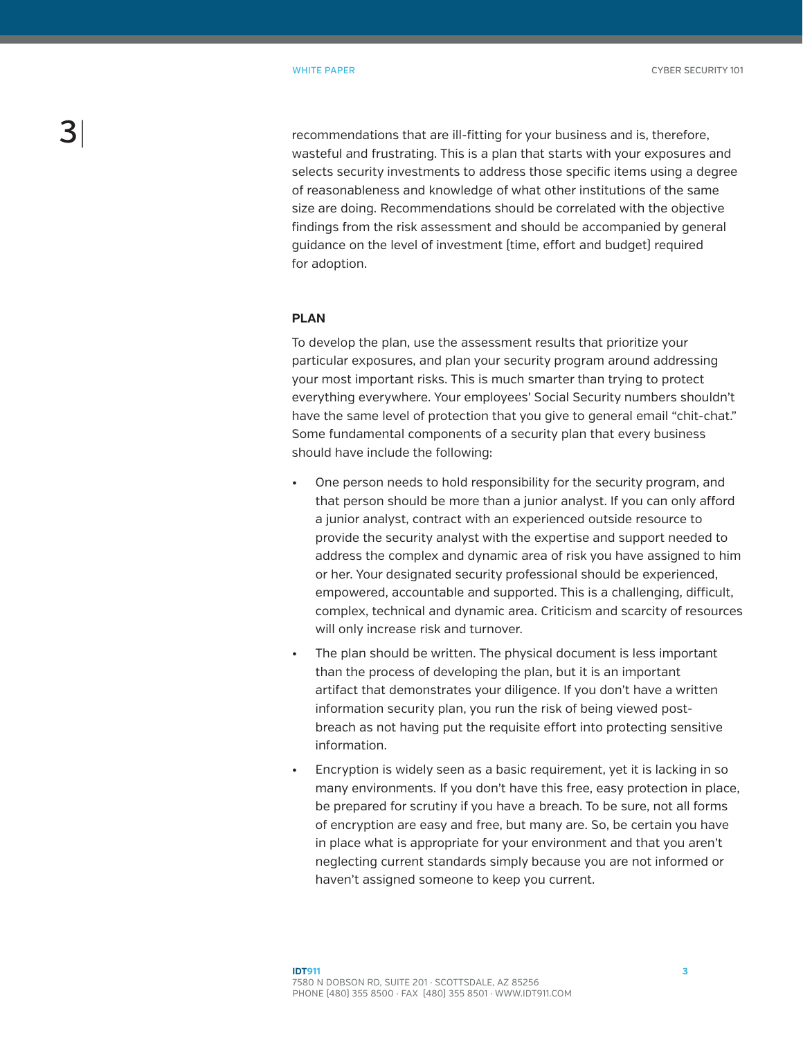recommendations that are ill-fitting for your business and is, therefore, wasteful and frustrating. This is a plan that starts with your exposures and selects security investments to address those specific items using a degree of reasonableness and knowledge of what other institutions of the same size are doing. Recommendations should be correlated with the objective findings from the risk assessment and should be accompanied by general guidance on the level of investment (time, effort and budget) required for adoption.

**PLAN**

To develop the plan, use the assessment results that prioritize your particular exposures, and plan your security program around addressing your most important risks. This is much smarter than trying to protect everything everywhere. Your employees' Social Security numbers shouldn't have the same level of protection that you give to general email "chit-chat." Some fundamental components of a security plan that every business should have include the following:

- One person needs to hold responsibility for the security program, and that person should be more than a junior analyst. If you can only afford a junior analyst, contract with an experienced outside resource to provide the security analyst with the expertise and support needed to address the complex and dynamic area of risk you have assigned to him or her. Your designated security professional should be experienced, empowered, accountable and supported. This is a challenging, difficult, complex, technical and dynamic area. Criticism and scarcity of resources will only increase risk and turnover.
- The plan should be written. The physical document is less important than the process of developing the plan, but it is an important artifact that demonstrates your diligence. If you don't have a written information security plan, you run the risk of being viewed post-breach as not having put the requisite effort into protecting sensitive information.
- Encryption is widely seen as a basic requirement, yet it is lacking in so many environments. If you don't have this free, easy protection in place, be prepared for scrutiny if you have a breach. To be sure, not all forms of encryption are easy and free, but many are. So, be certain you have in place what is appropriate for your environment and that you aren't neglecting current standards simply because you are not informed or haven't assigned someone to keep you current.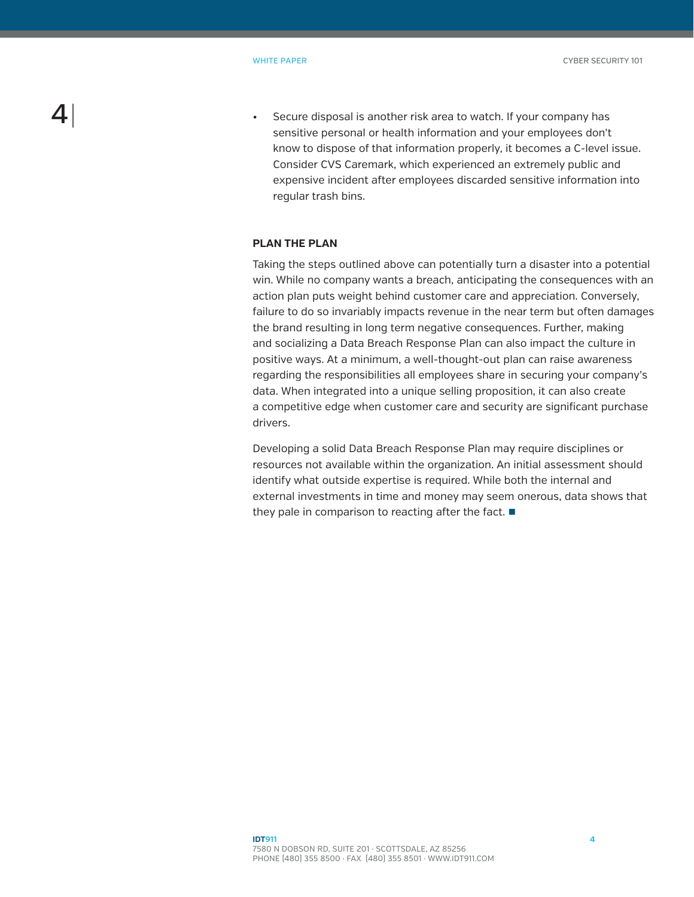- Secure disposal is another risk area to watch. If your company has sensitive personal or health information and your employees don't know to dispose of that information properly, it becomes a C-level issue. Consider CVS Caremark, which experienced an extremely public and expensive incident after employees discarded sensitive information into regular trash bins.

## PLAN THE PLAN

Taking the steps outlined above can potentially turn a disaster into a potential win. While no company wants a breach, anticipating the consequences with an action plan puts weight behind customer care and appreciation. Conversely, failure to do so invariably impacts revenue in the near term but often damages the brand resulting in long term negative consequences. Further, making and socializing a Data Breach Response Plan can also impact the culture in positive ways. At a minimum, a well-thought-out plan can raise awareness regarding the responsibilities all employees share in securing your company's data. When integrated into a unique selling proposition, it can also create a competitive edge when customer care and security are significant purchase drivers.

Developing a solid Data Breach Response Plan may require disciplines or resources not available within the organization. An initial assessment should identify what outside expertise is required. While both the internal and external investments in time and money may seem onerous, data shows that they pale in comparison to reacting after the fact. ■

**IDT911**
7580 N DOBSON RD, SUITE 201 · SCOTTSDALE, AZ 85256
PHONE (480) 355 8500 · FAX (480) 355 8501 · WWW.IDT911.COM